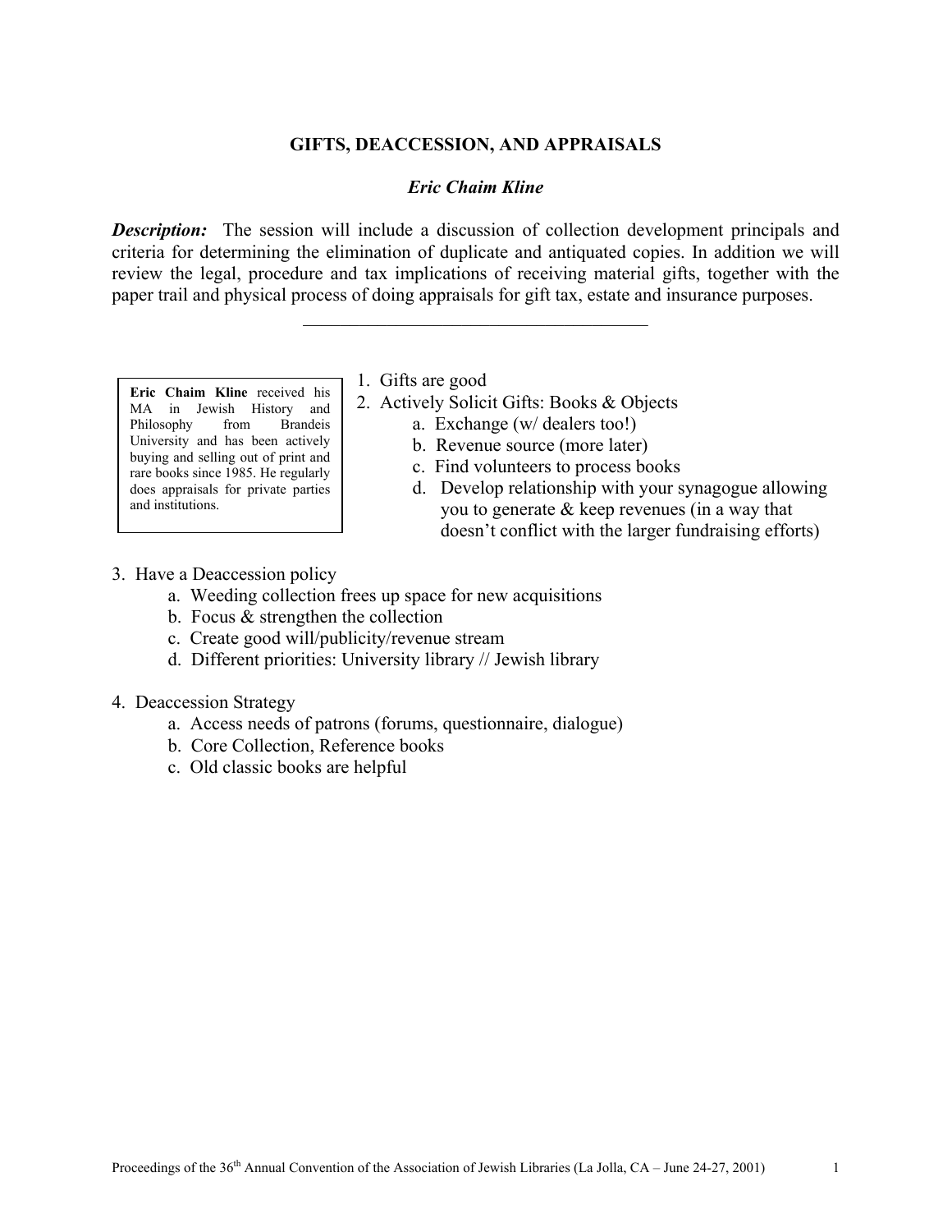# GIFTS, DEACCESSION, AND APPRAISALS

***Eric Chaim Kline***

***Description:*** The session will include a discussion of collection development principals and criteria for determining the elimination of duplicate and antiquated copies. In addition we will review the legal, procedure and tax implications of receiving material gifts, together with the paper trail and physical process of doing appraisals for gift tax, estate and insurance purposes.

---

**Eric Chaim Kline** received his MA in Jewish History and Philosophy from Brandeis University and has been actively buying and selling out of print and rare books since 1985. He regularly does appraisals for private parties and institutions.

1. Gifts are good
2. Actively Solicit Gifts: Books & Objects
   a. Exchange (w/ dealers too!)
   b. Revenue source (more later)
   c. Find volunteers to process books
   d. Develop relationship with your synagogue allowing you to generate & keep revenues (in a way that doesn't conflict with the larger fundraising efforts)
3. Have a Deaccession policy
   a. Weeding collection frees up space for new acquisitions
   b. Focus & strengthen the collection
   c. Create good will/publicity/revenue stream
   d. Different priorities: University library // Jewish library
4. Deaccession Strategy
   a. Access needs of patrons (forums, questionnaire, dialogue)
   b. Core Collection, Reference books
   c. Old classic books are helpful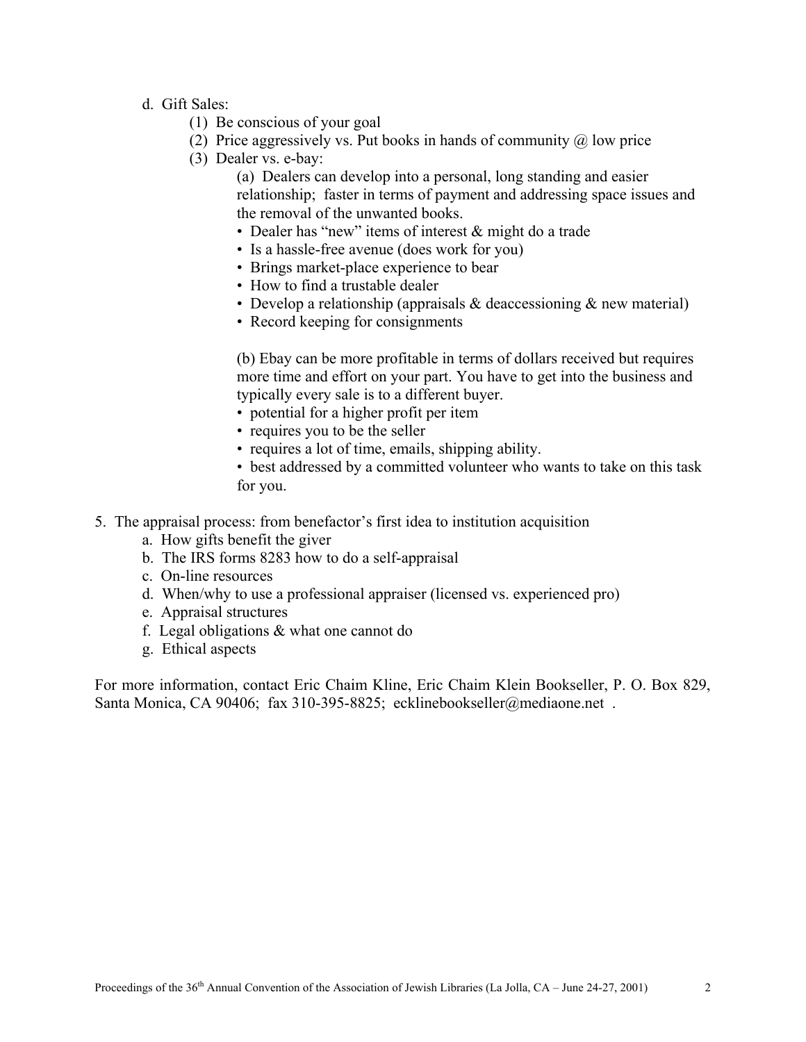d. Gift Sales:
   (1) Be conscious of your goal
   (2) Price aggressively vs. Put books in hands of community @ low price
   (3) Dealer vs. e-bay:

      (a) Dealers can develop into a personal, long standing and easier relationship; faster in terms of payment and addressing space issues and the removal of the unwanted books.
      - Dealer has "new" items of interest & might do a trade
      - Is a hassle-free avenue (does work for you)
      - Brings market-place experience to bear
      - How to find a trustable dealer
      - Develop a relationship (appraisals & deaccessioning & new material)
      - Record keeping for consignments

      (b) Ebay can be more profitable in terms of dollars received but requires more time and effort on your part. You have to get into the business and typically every sale is to a different buyer.
      - potential for a higher profit per item
      - requires you to be the seller
      - requires a lot of time, emails, shipping ability.
      - best addressed by a committed volunteer who wants to take on this task for you.

5. The appraisal process: from benefactor's first idea to institution acquisition
   a. How gifts benefit the giver
   b. The IRS forms 8283 how to do a self-appraisal
   c. On-line resources
   d. When/why to use a professional appraiser (licensed vs. experienced pro)
   e. Appraisal structures
   f. Legal obligations & what one cannot do
   g. Ethical aspects

For more information, contact Eric Chaim Kline, Eric Chaim Klein Bookseller, P. O. Box 829, Santa Monica, CA 90406; fax 310-395-8825; ecklinebookseller@mediaone.net .